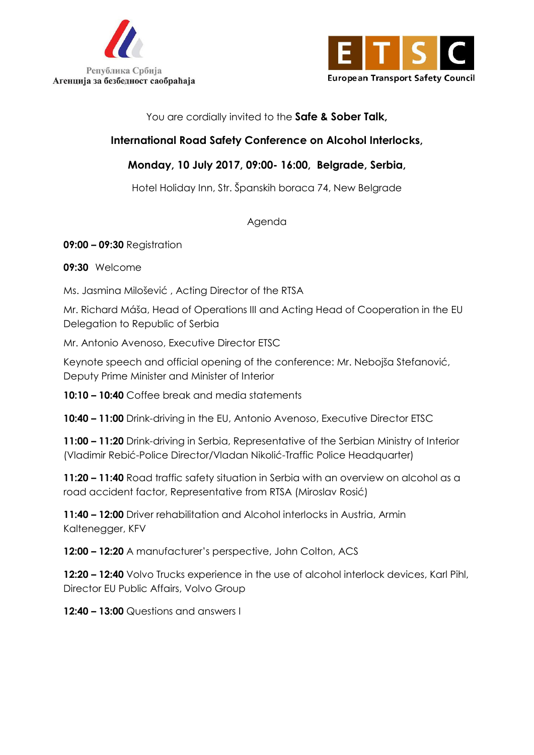Република Србија
Агенција за безбедност саобраћаја

European Transport Safety Council

You are cordially invited to the **Safe & Sober Talk,**

**International Road Safety Conference on Alcohol Interlocks,**

**Monday, 10 July 2017, 09:00- 16:00, Belgrade, Serbia,**

Hotel Holiday Inn, Str. Španskih boraca 74, New Belgrade

Agenda

**09:00 – 09:30** Registration

**09:30** Welcome

Ms. Jasmina Milošević , Acting Director of the RTSA

Mr. Richard Máša, Head of Operations III and Acting Head of Cooperation in the EU Delegation to Republic of Serbia

Mr. Antonio Avenoso, Executive Director ETSC

Keynote speech and official opening of the conference: Mr. Nebojša Stefanović, Deputy Prime Minister and Minister of Interior

**10:10 – 10:40** Coffee break and media statements

**10:40 – 11:00** Drink-driving in the EU, Antonio Avenoso, Executive Director ETSC

**11:00 – 11:20** Drink-driving in Serbia, Representative of the Serbian Ministry of Interior (Vladimir Rebić-Police Director/Vladan Nikolić-Traffic Police Headquarter)

**11:20 – 11:40** Road traffic safety situation in Serbia with an overview on alcohol as a road accident factor, Representative from RTSA (Miroslav Rosić)

**11:40 – 12:00** Driver rehabilitation and Alcohol interlocks in Austria, Armin Kaltenegger, KFV

**12:00 – 12:20** A manufacturer's perspective, John Colton, ACS

**12:20 – 12:40** Volvo Trucks experience in the use of alcohol interlock devices, Karl Pihl, Director EU Public Affairs, Volvo Group

**12:40 – 13:00** Questions and answers I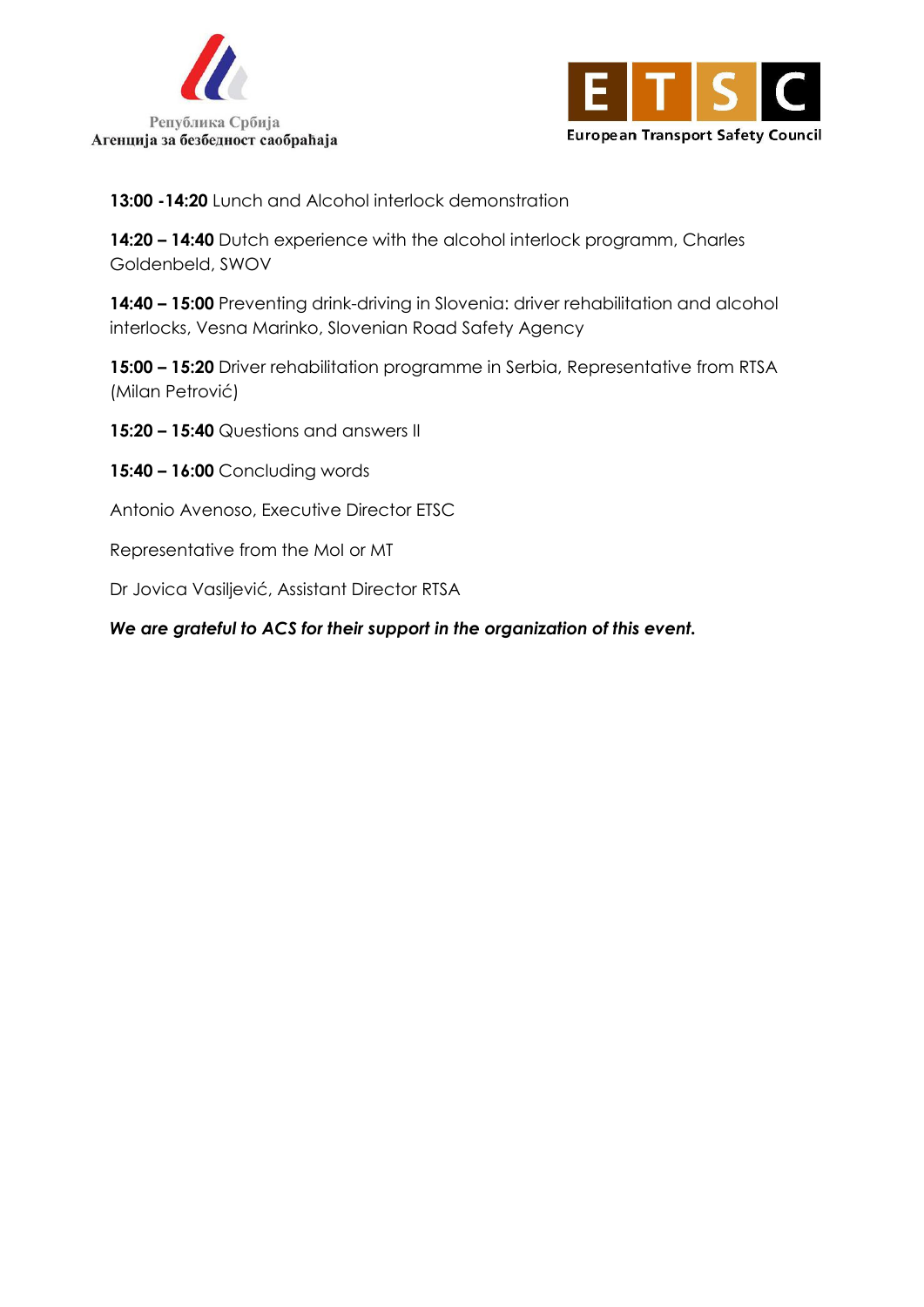**13:00 -14:20** Lunch and Alcohol interlock demonstration

**14:20 – 14:40** Dutch experience with the alcohol interlock programm, Charles Goldenbeld, SWOV

**14:40 – 15:00** Preventing drink-driving in Slovenia: driver rehabilitation and alcohol interlocks, Vesna Marinko, Slovenian Road Safety Agency

**15:00 – 15:20** Driver rehabilitation programme in Serbia, Representative from RTSA (Milan Petrović)

**15:20 – 15:40** Questions and answers II

**15:40 – 16:00** Concluding words

Antonio Avenoso, Executive Director ETSC

Representative from the MoI or MT

Dr Jovica Vasiljević, Assistant Director RTSA

***We are grateful to ACS for their support in the organization of this event.***